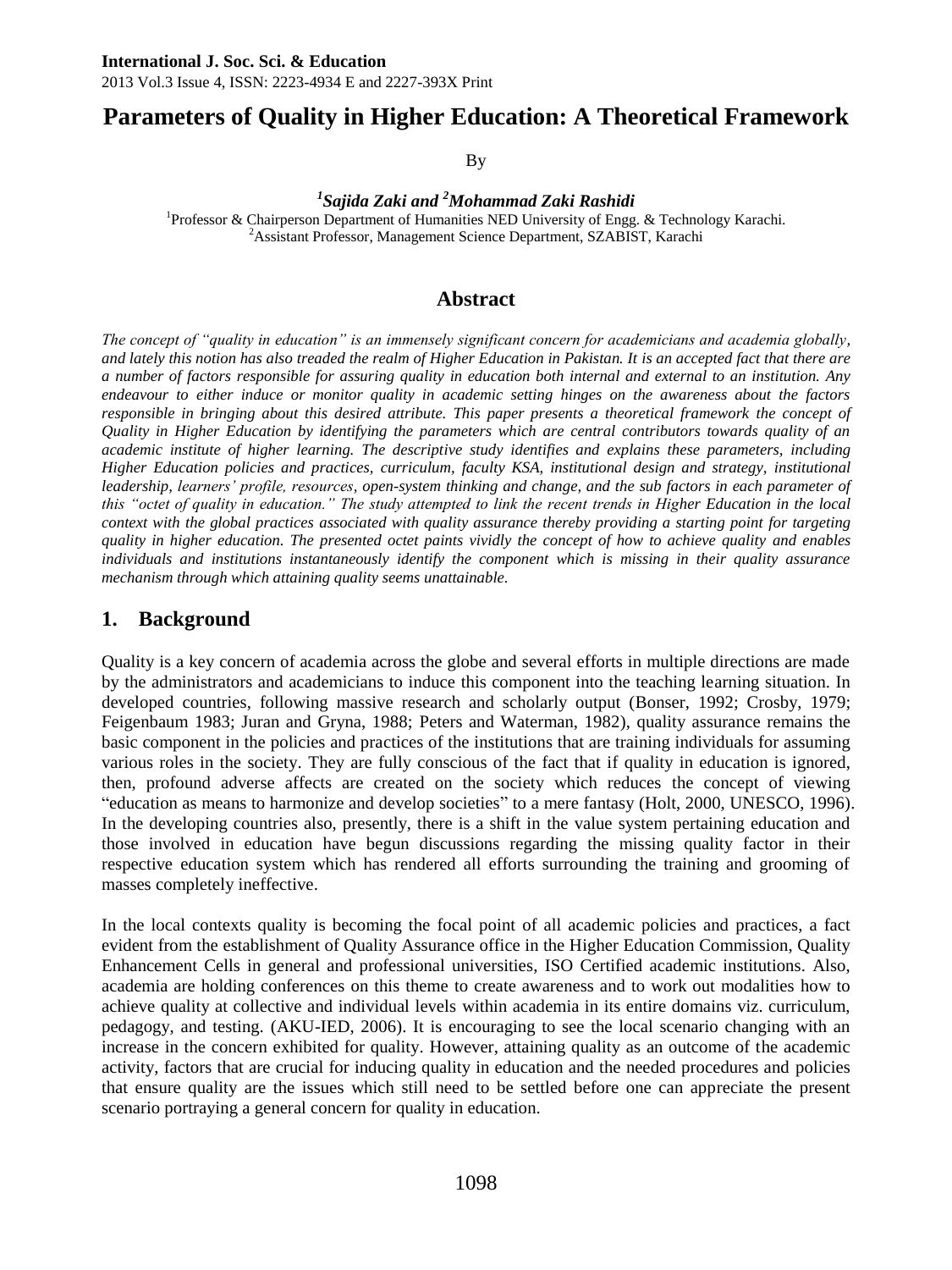# Parameters of Quality in Higher Education: A Theoretical Framework

By

***[1]Sajida Zaki and [2]Mohammad Zaki Rashidi***

[1]Professor & Chairperson Department of Humanities NED University of Engg. & Technology Karachi.
[2]Assistant Professor, Management Science Department, SZABIST, Karachi

## Abstract

*The concept of "quality in education" is an immensely significant concern for academicians and academia globally, and lately this notion has also treaded the realm of Higher Education in Pakistan. It is an accepted fact that there are a number of factors responsible for assuring quality in education both internal and external to an institution. Any endeavour to either induce or monitor quality in academic setting hinges on the awareness about the factors responsible in bringing about this desired attribute. This paper presents a theoretical framework the concept of Quality in Higher Education by identifying the parameters which are central contributors towards quality of an academic institute of higher learning. The descriptive study identifies and explains these parameters, including Higher Education policies and practices, curriculum, faculty KSA, institutional design and strategy, institutional leadership, learners' profile, resources, open-system thinking and change, and the sub factors in each parameter of this "octet of quality in education." The study attempted to link the recent trends in Higher Education in the local context with the global practices associated with quality assurance thereby providing a starting point for targeting quality in higher education. The presented octet paints vividly the concept of how to achieve quality and enables individuals and institutions instantaneously identify the component which is missing in their quality assurance mechanism through which attaining quality seems unattainable.*

## 1. Background

Quality is a key concern of academia across the globe and several efforts in multiple directions are made by the administrators and academicians to induce this component into the teaching learning situation. In developed countries, following massive research and scholarly output (Bonser, 1992; Crosby, 1979; Feigenbaum 1983; Juran and Gryna, 1988; Peters and Waterman, 1982), quality assurance remains the basic component in the policies and practices of the institutions that are training individuals for assuming various roles in the society. They are fully conscious of the fact that if quality in education is ignored, then, profound adverse affects are created on the society which reduces the concept of viewing "education as means to harmonize and develop societies" to a mere fantasy (Holt, 2000, UNESCO, 1996). In the developing countries also, presently, there is a shift in the value system pertaining education and those involved in education have begun discussions regarding the missing quality factor in their respective education system which has rendered all efforts surrounding the training and grooming of masses completely ineffective.

In the local contexts quality is becoming the focal point of all academic policies and practices, a fact evident from the establishment of Quality Assurance office in the Higher Education Commission, Quality Enhancement Cells in general and professional universities, ISO Certified academic institutions. Also, academia are holding conferences on this theme to create awareness and to work out modalities how to achieve quality at collective and individual levels within academia in its entire domains viz. curriculum, pedagogy, and testing. (AKU-IED, 2006). It is encouraging to see the local scenario changing with an increase in the concern exhibited for quality. However, attaining quality as an outcome of the academic activity, factors that are crucial for inducing quality in education and the needed procedures and policies that ensure quality are the issues which still need to be settled before one can appreciate the present scenario portraying a general concern for quality in education.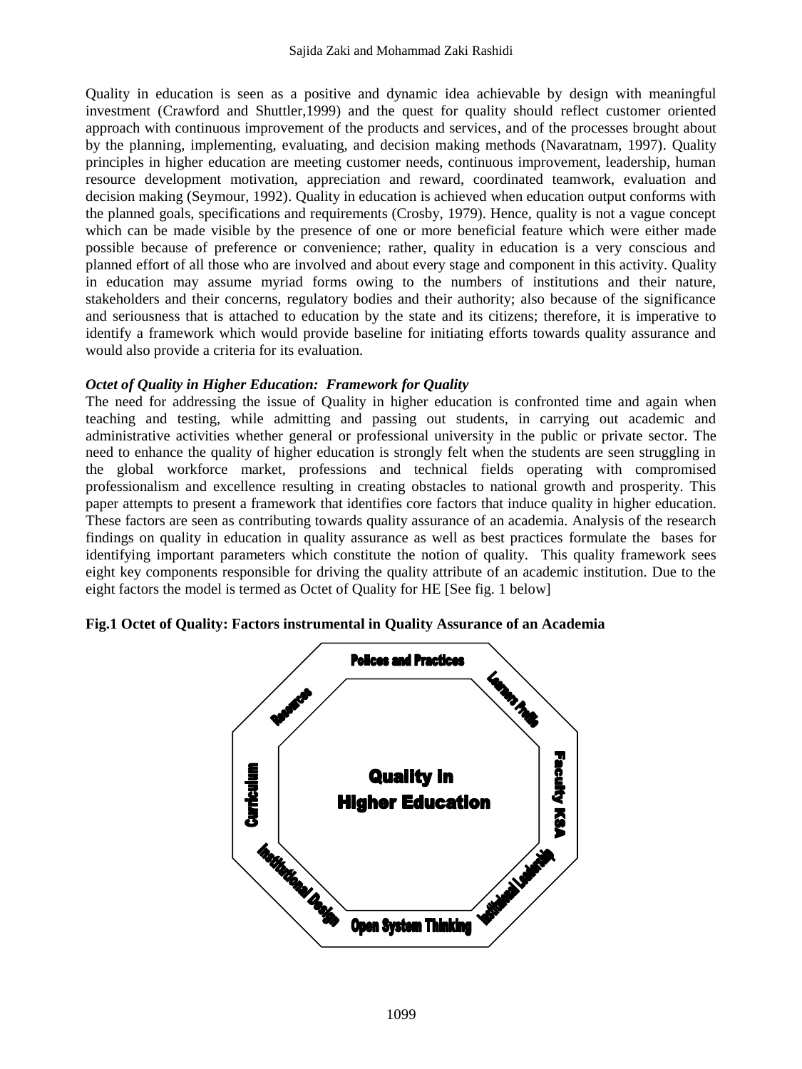Quality in education is seen as a positive and dynamic idea achievable by design with meaningful investment (Crawford and Shuttler,1999) and the quest for quality should reflect customer oriented approach with continuous improvement of the products and services, and of the processes brought about by the planning, implementing, evaluating, and decision making methods (Navaratnam, 1997). Quality principles in higher education are meeting customer needs, continuous improvement, leadership, human resource development motivation, appreciation and reward, coordinated teamwork, evaluation and decision making (Seymour, 1992). Quality in education is achieved when education output conforms with the planned goals, specifications and requirements (Crosby, 1979). Hence, quality is not a vague concept which can be made visible by the presence of one or more beneficial feature which were either made possible because of preference or convenience; rather, quality in education is a very conscious and planned effort of all those who are involved and about every stage and component in this activity. Quality in education may assume myriad forms owing to the numbers of institutions and their nature, stakeholders and their concerns, regulatory bodies and their authority; also because of the significance and seriousness that is attached to education by the state and its citizens; therefore, it is imperative to identify a framework which would provide baseline for initiating efforts towards quality assurance and would also provide a criteria for its evaluation.

***Octet of Quality in Higher Education: Framework for Quality***

The need for addressing the issue of Quality in higher education is confronted time and again when teaching and testing, while admitting and passing out students, in carrying out academic and administrative activities whether general or professional university in the public or private sector. The need to enhance the quality of higher education is strongly felt when the students are seen struggling in the global workforce market, professions and technical fields operating with compromised professionalism and excellence resulting in creating obstacles to national growth and prosperity. This paper attempts to present a framework that identifies core factors that induce quality in higher education. These factors are seen as contributing towards quality assurance of an academia. Analysis of the research findings on quality in education in quality assurance as well as best practices formulate the bases for identifying important parameters which constitute the notion of quality. This quality framework sees eight key components responsible for driving the quality attribute of an academic institution. Due to the eight factors the model is termed as Octet of Quality for HE [See fig. 1 below]

**Fig.1 Octet of Quality: Factors instrumental in Quality Assurance of an Academia**

Policies and Practices

Learners Profile

Faculty KSA

Institutional Leadership

Open System Thinking

Institutional Design

Curriculum

Resources

Quality in Higher Education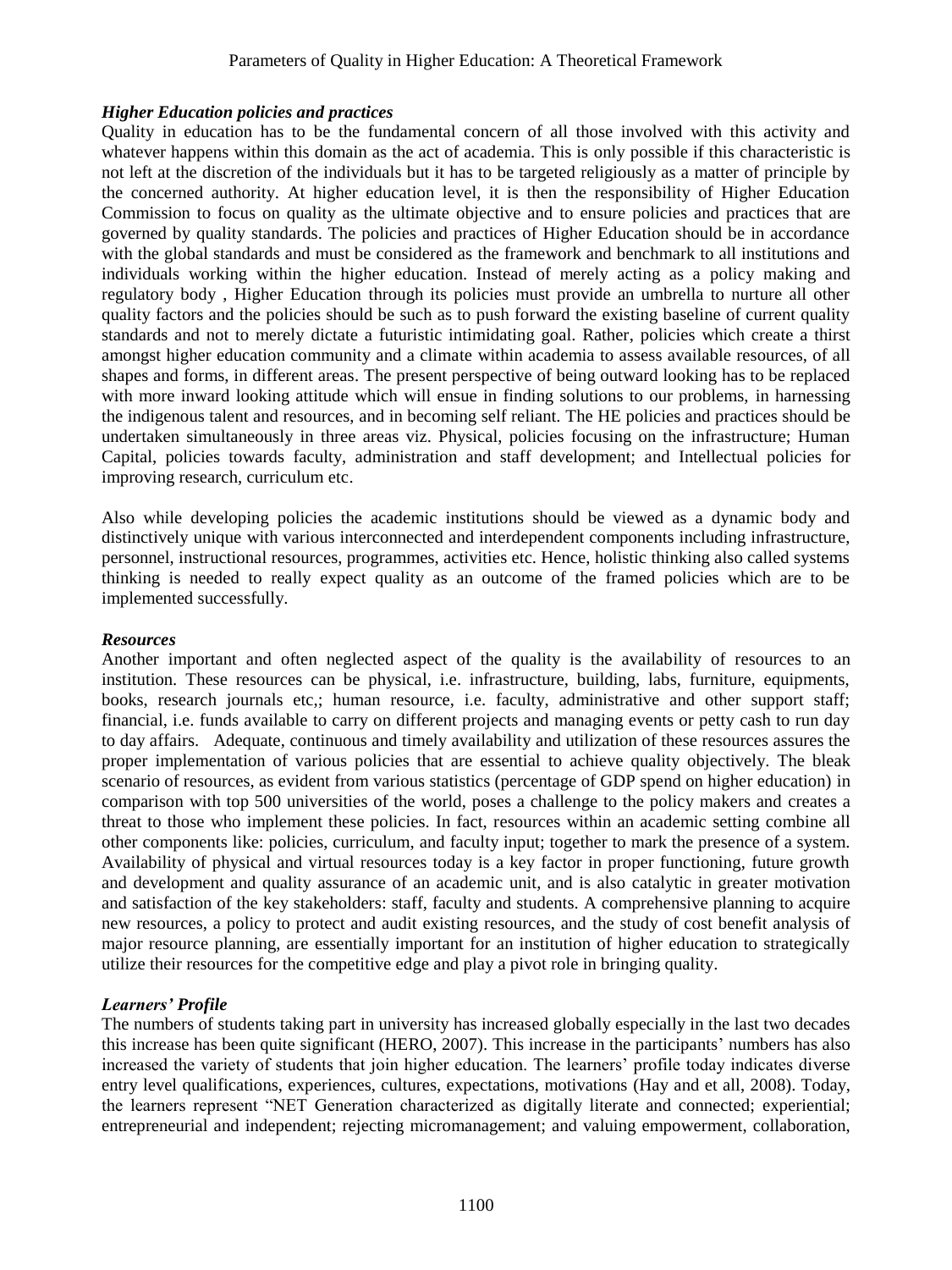### *Higher Education policies and practices*

Quality in education has to be the fundamental concern of all those involved with this activity and whatever happens within this domain as the act of academia. This is only possible if this characteristic is not left at the discretion of the individuals but it has to be targeted religiously as a matter of principle by the concerned authority. At higher education level, it is then the responsibility of Higher Education Commission to focus on quality as the ultimate objective and to ensure policies and practices that are governed by quality standards. The policies and practices of Higher Education should be in accordance with the global standards and must be considered as the framework and benchmark to all institutions and individuals working within the higher education. Instead of merely acting as a policy making and regulatory body , Higher Education through its policies must provide an umbrella to nurture all other quality factors and the policies should be such as to push forward the existing baseline of current quality standards and not to merely dictate a futuristic intimidating goal. Rather, policies which create a thirst amongst higher education community and a climate within academia to assess available resources, of all shapes and forms, in different areas. The present perspective of being outward looking has to be replaced with more inward looking attitude which will ensue in finding solutions to our problems, in harnessing the indigenous talent and resources, and in becoming self reliant. The HE policies and practices should be undertaken simultaneously in three areas viz. Physical, policies focusing on the infrastructure; Human Capital, policies towards faculty, administration and staff development; and Intellectual policies for improving research, curriculum etc.

Also while developing policies the academic institutions should be viewed as a dynamic body and distinctively unique with various interconnected and interdependent components including infrastructure, personnel, instructional resources, programmes, activities etc. Hence, holistic thinking also called systems thinking is needed to really expect quality as an outcome of the framed policies which are to be implemented successfully.

### *Resources*

Another important and often neglected aspect of the quality is the availability of resources to an institution. These resources can be physical, i.e. infrastructure, building, labs, furniture, equipments, books, research journals etc,; human resource, i.e. faculty, administrative and other support staff; financial, i.e. funds available to carry on different projects and managing events or petty cash to run day to day affairs. Adequate, continuous and timely availability and utilization of these resources assures the proper implementation of various policies that are essential to achieve quality objectively. The bleak scenario of resources, as evident from various statistics (percentage of GDP spend on higher education) in comparison with top 500 universities of the world, poses a challenge to the policy makers and creates a threat to those who implement these policies. In fact, resources within an academic setting combine all other components like: policies, curriculum, and faculty input; together to mark the presence of a system. Availability of physical and virtual resources today is a key factor in proper functioning, future growth and development and quality assurance of an academic unit, and is also catalytic in greater motivation and satisfaction of the key stakeholders: staff, faculty and students. A comprehensive planning to acquire new resources, a policy to protect and audit existing resources, and the study of cost benefit analysis of major resource planning, are essentially important for an institution of higher education to strategically utilize their resources for the competitive edge and play a pivot role in bringing quality.

### *Learners' Profile*

The numbers of students taking part in university has increased globally especially in the last two decades this increase has been quite significant (HERO, 2007). This increase in the participants' numbers has also increased the variety of students that join higher education. The learners' profile today indicates diverse entry level qualifications, experiences, cultures, expectations, motivations (Hay and et all, 2008). Today, the learners represent "NET Generation characterized as digitally literate and connected; experiential; entrepreneurial and independent; rejecting micromanagement; and valuing empowerment, collaboration,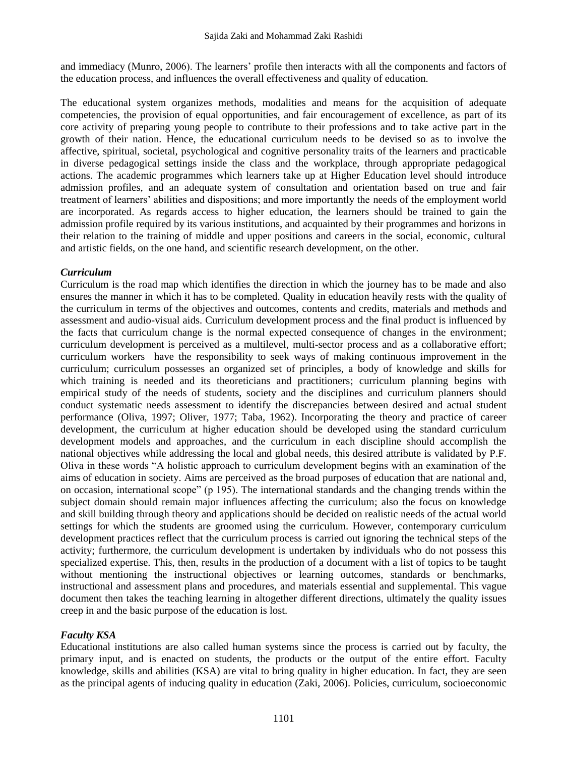and immediacy (Munro, 2006). The learners' profile then interacts with all the components and factors of the education process, and influences the overall effectiveness and quality of education.

The educational system organizes methods, modalities and means for the acquisition of adequate competencies, the provision of equal opportunities, and fair encouragement of excellence, as part of its core activity of preparing young people to contribute to their professions and to take active part in the growth of their nation. Hence, the educational curriculum needs to be devised so as to involve the affective, spiritual, societal, psychological and cognitive personality traits of the learners and practicable in diverse pedagogical settings inside the class and the workplace, through appropriate pedagogical actions. The academic programmes which learners take up at Higher Education level should introduce admission profiles, and an adequate system of consultation and orientation based on true and fair treatment of learners' abilities and dispositions; and more importantly the needs of the employment world are incorporated. As regards access to higher education, the learners should be trained to gain the admission profile required by its various institutions, and acquainted by their programmes and horizons in their relation to the training of middle and upper positions and careers in the social, economic, cultural and artistic fields, on the one hand, and scientific research development, on the other.

### *Curriculum*

Curriculum is the road map which identifies the direction in which the journey has to be made and also ensures the manner in which it has to be completed. Quality in education heavily rests with the quality of the curriculum in terms of the objectives and outcomes, contents and credits, materials and methods and assessment and audio-visual aids. Curriculum development process and the final product is influenced by the facts that curriculum change is the normal expected consequence of changes in the environment; curriculum development is perceived as a multilevel, multi-sector process and as a collaborative effort; curriculum workers have the responsibility to seek ways of making continuous improvement in the curriculum; curriculum possesses an organized set of principles, a body of knowledge and skills for which training is needed and its theoreticians and practitioners; curriculum planning begins with empirical study of the needs of students, society and the disciplines and curriculum planners should conduct systematic needs assessment to identify the discrepancies between desired and actual student performance (Oliva, 1997; Oliver, 1977; Taba, 1962). Incorporating the theory and practice of career development, the curriculum at higher education should be developed using the standard curriculum development models and approaches, and the curriculum in each discipline should accomplish the national objectives while addressing the local and global needs, this desired attribute is validated by P.F. Oliva in these words "A holistic approach to curriculum development begins with an examination of the aims of education in society. Aims are perceived as the broad purposes of education that are national and, on occasion, international scope" (p 195). The international standards and the changing trends within the subject domain should remain major influences affecting the curriculum; also the focus on knowledge and skill building through theory and applications should be decided on realistic needs of the actual world settings for which the students are groomed using the curriculum. However, contemporary curriculum development practices reflect that the curriculum process is carried out ignoring the technical steps of the activity; furthermore, the curriculum development is undertaken by individuals who do not possess this specialized expertise. This, then, results in the production of a document with a list of topics to be taught without mentioning the instructional objectives or learning outcomes, standards or benchmarks, instructional and assessment plans and procedures, and materials essential and supplemental. This vague document then takes the teaching learning in altogether different directions, ultimately the quality issues creep in and the basic purpose of the education is lost.

### *Faculty KSA*

Educational institutions are also called human systems since the process is carried out by faculty, the primary input, and is enacted on students, the products or the output of the entire effort. Faculty knowledge, skills and abilities (KSA) are vital to bring quality in higher education. In fact, they are seen as the principal agents of inducing quality in education (Zaki, 2006). Policies, curriculum, socioeconomic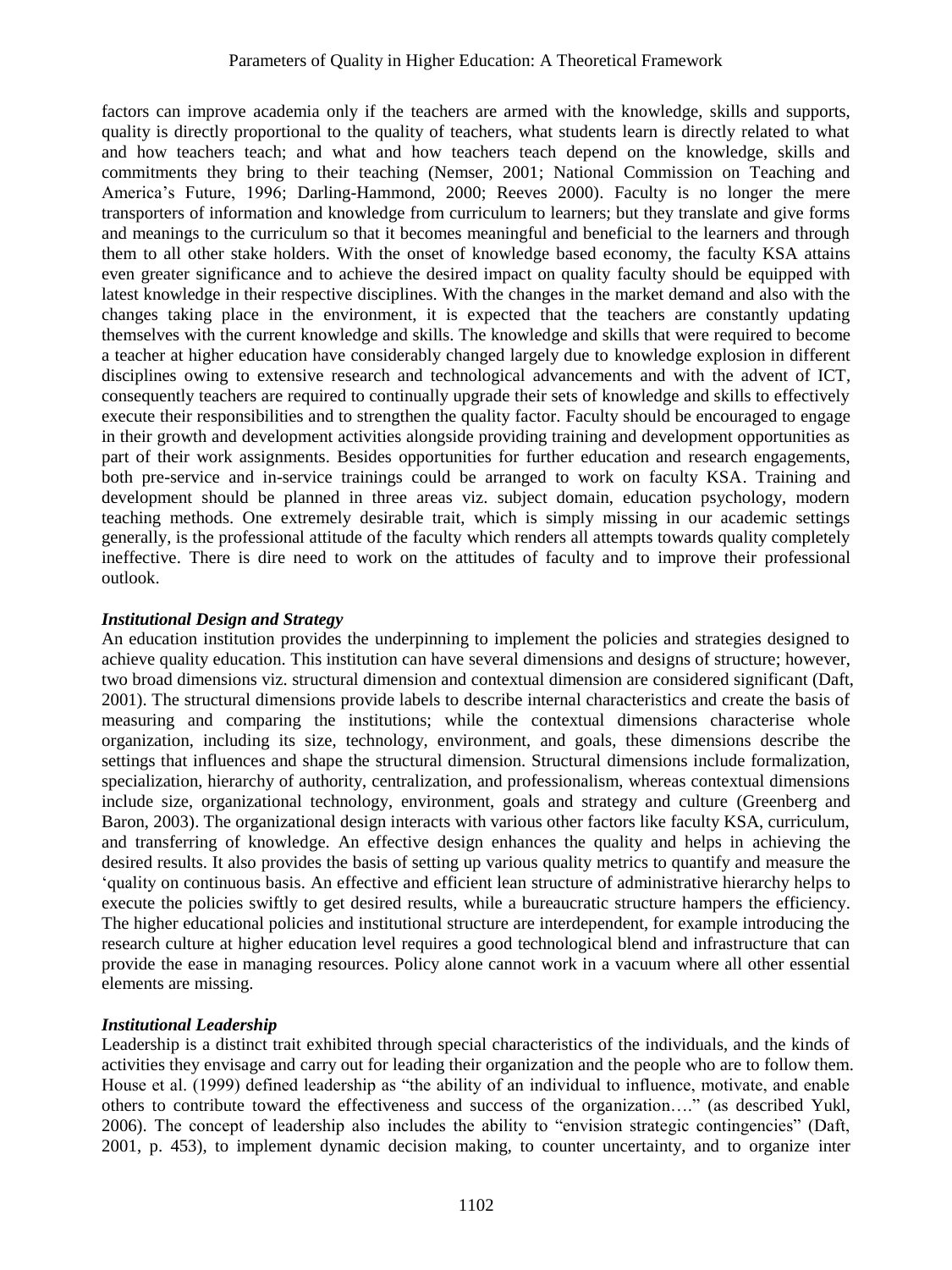factors can improve academia only if the teachers are armed with the knowledge, skills and supports, quality is directly proportional to the quality of teachers, what students learn is directly related to what and how teachers teach; and what and how teachers teach depend on the knowledge, skills and commitments they bring to their teaching (Nemser, 2001; National Commission on Teaching and America's Future, 1996; Darling-Hammond, 2000; Reeves 2000). Faculty is no longer the mere transporters of information and knowledge from curriculum to learners; but they translate and give forms and meanings to the curriculum so that it becomes meaningful and beneficial to the learners and through them to all other stake holders. With the onset of knowledge based economy, the faculty KSA attains even greater significance and to achieve the desired impact on quality faculty should be equipped with latest knowledge in their respective disciplines. With the changes in the market demand and also with the changes taking place in the environment, it is expected that the teachers are constantly updating themselves with the current knowledge and skills. The knowledge and skills that were required to become a teacher at higher education have considerably changed largely due to knowledge explosion in different disciplines owing to extensive research and technological advancements and with the advent of ICT, consequently teachers are required to continually upgrade their sets of knowledge and skills to effectively execute their responsibilities and to strengthen the quality factor. Faculty should be encouraged to engage in their growth and development activities alongside providing training and development opportunities as part of their work assignments. Besides opportunities for further education and research engagements, both pre-service and in-service trainings could be arranged to work on faculty KSA. Training and development should be planned in three areas viz. subject domain, education psychology, modern teaching methods. One extremely desirable trait, which is simply missing in our academic settings generally, is the professional attitude of the faculty which renders all attempts towards quality completely ineffective. There is dire need to work on the attitudes of faculty and to improve their professional outlook.

***Institutional Design and Strategy***

An education institution provides the underpinning to implement the policies and strategies designed to achieve quality education. This institution can have several dimensions and designs of structure; however, two broad dimensions viz. structural dimension and contextual dimension are considered significant (Daft, 2001). The structural dimensions provide labels to describe internal characteristics and create the basis of measuring and comparing the institutions; while the contextual dimensions characterise whole organization, including its size, technology, environment, and goals, these dimensions describe the settings that influences and shape the structural dimension. Structural dimensions include formalization, specialization, hierarchy of authority, centralization, and professionalism, whereas contextual dimensions include size, organizational technology, environment, goals and strategy and culture (Greenberg and Baron, 2003). The organizational design interacts with various other factors like faculty KSA, curriculum, and transferring of knowledge. An effective design enhances the quality and helps in achieving the desired results. It also provides the basis of setting up various quality metrics to quantify and measure the 'quality on continuous basis. An effective and efficient lean structure of administrative hierarchy helps to execute the policies swiftly to get desired results, while a bureaucratic structure hampers the efficiency. The higher educational policies and institutional structure are interdependent, for example introducing the research culture at higher education level requires a good technological blend and infrastructure that can provide the ease in managing resources. Policy alone cannot work in a vacuum where all other essential elements are missing.

***Institutional Leadership***

Leadership is a distinct trait exhibited through special characteristics of the individuals, and the kinds of activities they envisage and carry out for leading their organization and the people who are to follow them. House et al. (1999) defined leadership as "the ability of an individual to influence, motivate, and enable others to contribute toward the effectiveness and success of the organization…." (as described Yukl, 2006). The concept of leadership also includes the ability to "envision strategic contingencies" (Daft, 2001, p. 453), to implement dynamic decision making, to counter uncertainty, and to organize inter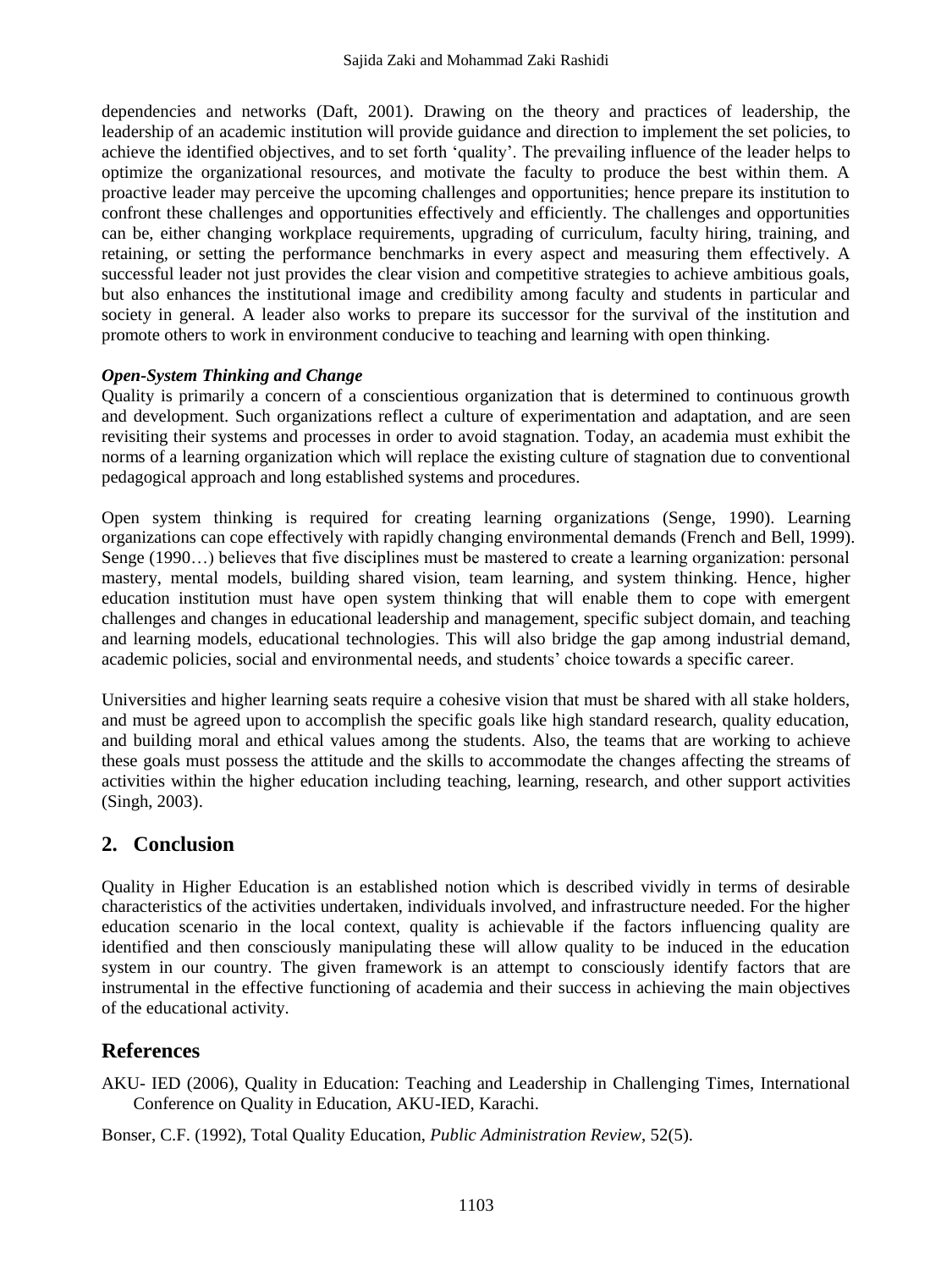dependencies and networks (Daft, 2001). Drawing on the theory and practices of leadership, the leadership of an academic institution will provide guidance and direction to implement the set policies, to achieve the identified objectives, and to set forth 'quality'. The prevailing influence of the leader helps to optimize the organizational resources, and motivate the faculty to produce the best within them. A proactive leader may perceive the upcoming challenges and opportunities; hence prepare its institution to confront these challenges and opportunities effectively and efficiently. The challenges and opportunities can be, either changing workplace requirements, upgrading of curriculum, faculty hiring, training, and retaining, or setting the performance benchmarks in every aspect and measuring them effectively. A successful leader not just provides the clear vision and competitive strategies to achieve ambitious goals, but also enhances the institutional image and credibility among faculty and students in particular and society in general. A leader also works to prepare its successor for the survival of the institution and promote others to work in environment conducive to teaching and learning with open thinking.

***Open-System Thinking and Change***

Quality is primarily a concern of a conscientious organization that is determined to continuous growth and development. Such organizations reflect a culture of experimentation and adaptation, and are seen revisiting their systems and processes in order to avoid stagnation. Today, an academia must exhibit the norms of a learning organization which will replace the existing culture of stagnation due to conventional pedagogical approach and long established systems and procedures.

Open system thinking is required for creating learning organizations (Senge, 1990). Learning organizations can cope effectively with rapidly changing environmental demands (French and Bell, 1999). Senge (1990…) believes that five disciplines must be mastered to create a learning organization: personal mastery, mental models, building shared vision, team learning, and system thinking. Hence, higher education institution must have open system thinking that will enable them to cope with emergent challenges and changes in educational leadership and management, specific subject domain, and teaching and learning models, educational technologies. This will also bridge the gap among industrial demand, academic policies, social and environmental needs, and students' choice towards a specific career.

Universities and higher learning seats require a cohesive vision that must be shared with all stake holders, and must be agreed upon to accomplish the specific goals like high standard research, quality education, and building moral and ethical values among the students. Also, the teams that are working to achieve these goals must possess the attitude and the skills to accommodate the changes affecting the streams of activities within the higher education including teaching, learning, research, and other support activities (Singh, 2003).

## 2. Conclusion

Quality in Higher Education is an established notion which is described vividly in terms of desirable characteristics of the activities undertaken, individuals involved, and infrastructure needed. For the higher education scenario in the local context, quality is achievable if the factors influencing quality are identified and then consciously manipulating these will allow quality to be induced in the education system in our country. The given framework is an attempt to consciously identify factors that are instrumental in the effective functioning of academia and their success in achieving the main objectives of the educational activity.

## References

AKU- IED (2006), Quality in Education: Teaching and Leadership in Challenging Times, International Conference on Quality in Education, AKU-IED, Karachi.

Bonser, C.F. (1992), Total Quality Education, *Public Administration Review*, 52(5).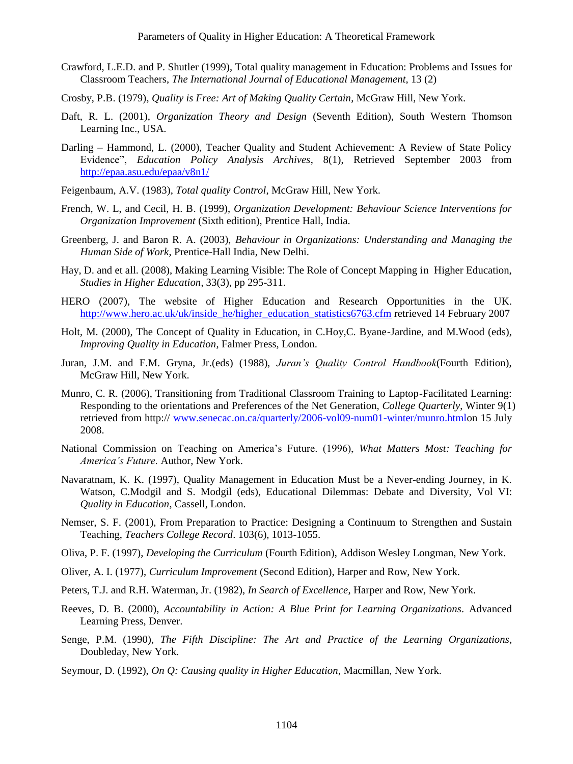Crawford, L.E.D. and P. Shutler (1999), Total quality management in Education: Problems and Issues for Classroom Teachers, *The International Journal of Educational Management*, 13 (2)

Crosby, P.B. (1979), *Quality is Free: Art of Making Quality Certain*, McGraw Hill, New York.

Daft, R. L. (2001), *Organization Theory and Design* (Seventh Edition), South Western Thomson Learning Inc., USA.

Darling – Hammond, L. (2000), Teacher Quality and Student Achievement: A Review of State Policy Evidence", *Education Policy Analysis Archives*, 8(1), Retrieved September 2003 from http://epaa.asu.edu/epaa/v8n1/

Feigenbaum, A.V. (1983), *Total quality Control*, McGraw Hill, New York.

French, W. L, and Cecil, H. B. (1999), *Organization Development: Behaviour Science Interventions for Organization Improvement* (Sixth edition), Prentice Hall, India.

Greenberg, J. and Baron R. A. (2003), *Behaviour in Organizations: Understanding and Managing the Human Side of Work*, Prentice-Hall India, New Delhi.

Hay, D. and et all. (2008), Making Learning Visible: The Role of Concept Mapping in Higher Education, *Studies in Higher Education*, 33(3), pp 295-311.

HERO (2007), The website of Higher Education and Research Opportunities in the UK. http://www.hero.ac.uk/uk/inside_he/higher_education_statistics6763.cfm retrieved 14 February 2007

Holt, M. (2000), The Concept of Quality in Education, in C.Hoy,C. Byane-Jardine, and M.Wood (eds), *Improving Quality in Education*, Falmer Press, London.

Juran, J.M. and F.M. Gryna, Jr.(eds) (1988), *Juran's Quality Control Handbook*(Fourth Edition), McGraw Hill, New York.

Munro, C. R. (2006), Transitioning from Traditional Classroom Training to Laptop-Facilitated Learning: Responding to the orientations and Preferences of the Net Generation, *College Quarterly*, Winter 9(1) retrieved from http:// www.senecac.on.ca/quarterly/2006-vol09-num01-winter/munro.htmlon 15 July 2008.

National Commission on Teaching on America's Future. (1996), *What Matters Most: Teaching for America's Future*. Author, New York.

Navaratnam, K. K. (1997), Quality Management in Education Must be a Never-ending Journey, in K. Watson, C.Modgil and S. Modgil (eds), Educational Dilemmas: Debate and Diversity, Vol VI: *Quality in Education*, Cassell, London.

Nemser, S. F. (2001), From Preparation to Practice: Designing a Continuum to Strengthen and Sustain Teaching, *Teachers College Record*. 103(6), 1013-1055.

Oliva, P. F. (1997), *Developing the Curriculum* (Fourth Edition), Addison Wesley Longman, New York.

Oliver, A. I. (1977), *Curriculum Improvement* (Second Edition), Harper and Row, New York.

Peters, T.J. and R.H. Waterman, Jr. (1982), *In Search of Excellence*, Harper and Row, New York.

Reeves, D. B. (2000), *Accountability in Action: A Blue Print for Learning Organizations*. Advanced Learning Press, Denver.

Senge, P.M. (1990), *The Fifth Discipline: The Art and Practice of the Learning Organizations*, Doubleday, New York.

Seymour, D. (1992), *On Q: Causing quality in Higher Education*, Macmillan, New York.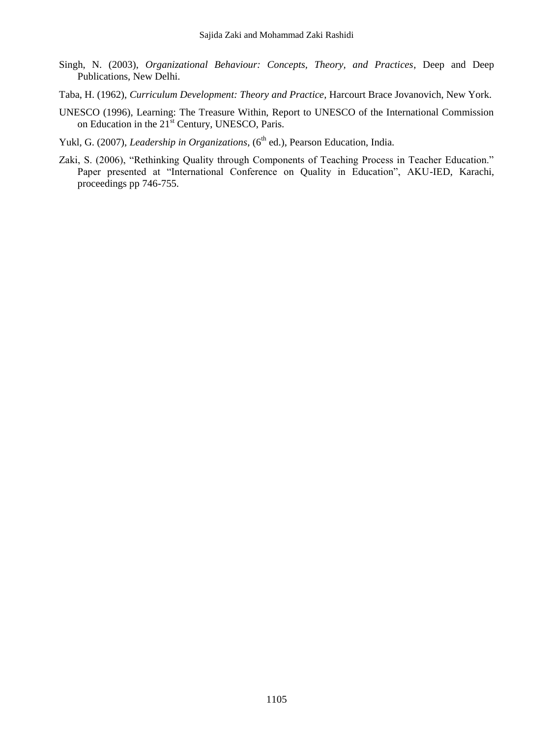Singh, N. (2003), *Organizational Behaviour: Concepts, Theory, and Practices*, Deep and Deep Publications, New Delhi.

Taba, H. (1962), *Curriculum Development: Theory and Practice*, Harcourt Brace Jovanovich, New York.

UNESCO (1996), Learning: The Treasure Within, Report to UNESCO of the International Commission on Education in the 21st Century, UNESCO, Paris.

Yukl, G. (2007), *Leadership in Organizations*, (6th ed.), Pearson Education, India.

Zaki, S. (2006), "Rethinking Quality through Components of Teaching Process in Teacher Education." Paper presented at "International Conference on Quality in Education", AKU-IED, Karachi, proceedings pp 746-755.